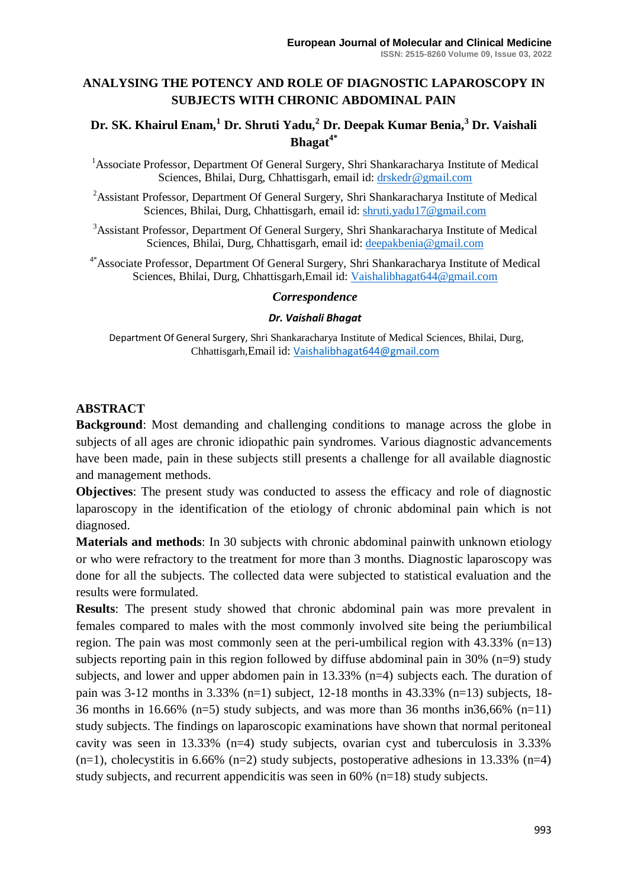# ANALYSING THE POTENCY AND ROLE OF DIAGNOSTIC LAPAROSCOPY IN SUBJECTS WITH CHRONIC ABDOMINAL PAIN

**Dr. SK. Khairul Enam,[1] Dr. Shruti Yadu,[2] Dr. Deepak Kumar Benia,[3] Dr. Vaishali Bhagat[4*]**

[1]Associate Professor, Department Of General Surgery, Shri Shankaracharya Institute of Medical Sciences, Bhilai, Durg, Chhattisgarh, email id: drskedr@gmail.com

[2]Assistant Professor, Department Of General Surgery, Shri Shankaracharya Institute of Medical Sciences, Bhilai, Durg, Chhattisgarh, email id: shruti.yadu17@gmail.com

[3]Assistant Professor, Department Of General Surgery, Shri Shankaracharya Institute of Medical Sciences, Bhilai, Durg, Chhattisgarh, email id: deepakbenia@gmail.com

[4*]Associate Professor, Department Of General Surgery, Shri Shankaracharya Institute of Medical Sciences, Bhilai, Durg, Chhattisgarh,Email id: Vaishalibhagat644@gmail.com

***Correspondence***

***Dr. Vaishali Bhagat***

Department Of General Surgery, Shri Shankaracharya Institute of Medical Sciences, Bhilai, Durg, Chhattisgarh,Email id: Vaishalibhagat644@gmail.com

## ABSTRACT

**Background**: Most demanding and challenging conditions to manage across the globe in subjects of all ages are chronic idiopathic pain syndromes. Various diagnostic advancements have been made, pain in these subjects still presents a challenge for all available diagnostic and management methods.

**Objectives**: The present study was conducted to assess the efficacy and role of diagnostic laparoscopy in the identification of the etiology of chronic abdominal pain which is not diagnosed.

**Materials and methods**: In 30 subjects with chronic abdominal painwith unknown etiology or who were refractory to the treatment for more than 3 months. Diagnostic laparoscopy was done for all the subjects. The collected data were subjected to statistical evaluation and the results were formulated.

**Results**: The present study showed that chronic abdominal pain was more prevalent in females compared to males with the most commonly involved site being the periumbilical region. The pain was most commonly seen at the peri-umbilical region with 43.33% (n=13) subjects reporting pain in this region followed by diffuse abdominal pain in 30% (n=9) study subjects, and lower and upper abdomen pain in 13.33% (n=4) subjects each. The duration of pain was 3-12 months in 3.33% (n=1) subject, 12-18 months in 43.33% (n=13) subjects, 18-36 months in 16.66% (n=5) study subjects, and was more than 36 months in36,66% (n=11) study subjects. The findings on laparoscopic examinations have shown that normal peritoneal cavity was seen in 13.33% (n=4) study subjects, ovarian cyst and tuberculosis in 3.33% (n=1), cholecystitis in 6.66% (n=2) study subjects, postoperative adhesions in 13.33% (n=4) study subjects, and recurrent appendicitis was seen in 60% (n=18) study subjects.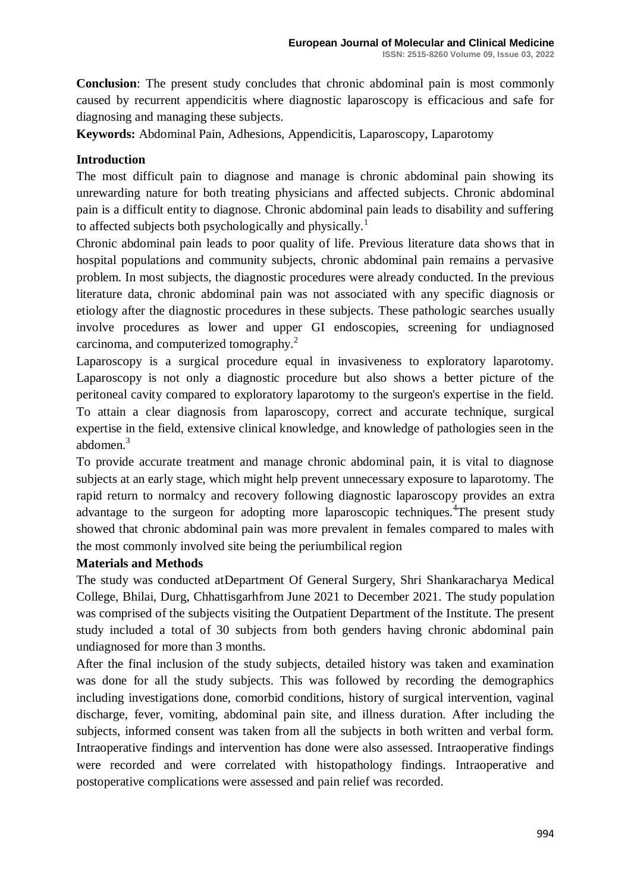**Conclusion**: The present study concludes that chronic abdominal pain is most commonly caused by recurrent appendicitis where diagnostic laparoscopy is efficacious and safe for diagnosing and managing these subjects.

**Keywords:** Abdominal Pain, Adhesions, Appendicitis, Laparoscopy, Laparotomy

**Introduction**

The most difficult pain to diagnose and manage is chronic abdominal pain showing its unrewarding nature for both treating physicians and affected subjects. Chronic abdominal pain is a difficult entity to diagnose. Chronic abdominal pain leads to disability and suffering to affected subjects both psychologically and physically.[1]

Chronic abdominal pain leads to poor quality of life. Previous literature data shows that in hospital populations and community subjects, chronic abdominal pain remains a pervasive problem. In most subjects, the diagnostic procedures were already conducted. In the previous literature data, chronic abdominal pain was not associated with any specific diagnosis or etiology after the diagnostic procedures in these subjects. These pathologic searches usually involve procedures as lower and upper GI endoscopies, screening for undiagnosed carcinoma, and computerized tomography.[2]

Laparoscopy is a surgical procedure equal in invasiveness to exploratory laparotomy. Laparoscopy is not only a diagnostic procedure but also shows a better picture of the peritoneal cavity compared to exploratory laparotomy to the surgeon's expertise in the field. To attain a clear diagnosis from laparoscopy, correct and accurate technique, surgical expertise in the field, extensive clinical knowledge, and knowledge of pathologies seen in the abdomen.[3]

To provide accurate treatment and manage chronic abdominal pain, it is vital to diagnose subjects at an early stage, which might help prevent unnecessary exposure to laparotomy. The rapid return to normalcy and recovery following diagnostic laparoscopy provides an extra advantage to the surgeon for adopting more laparoscopic techniques.[4]The present study showed that chronic abdominal pain was more prevalent in females compared to males with the most commonly involved site being the periumbilical region

**Materials and Methods**

The study was conducted atDepartment Of General Surgery, Shri Shankaracharya Medical College, Bhilai, Durg, Chhattisgarhfrom June 2021 to December 2021. The study population was comprised of the subjects visiting the Outpatient Department of the Institute. The present study included a total of 30 subjects from both genders having chronic abdominal pain undiagnosed for more than 3 months.

After the final inclusion of the study subjects, detailed history was taken and examination was done for all the study subjects. This was followed by recording the demographics including investigations done, comorbid conditions, history of surgical intervention, vaginal discharge, fever, vomiting, abdominal pain site, and illness duration. After including the subjects, informed consent was taken from all the subjects in both written and verbal form. Intraoperative findings and intervention has done were also assessed. Intraoperative findings were recorded and were correlated with histopathology findings. Intraoperative and postoperative complications were assessed and pain relief was recorded.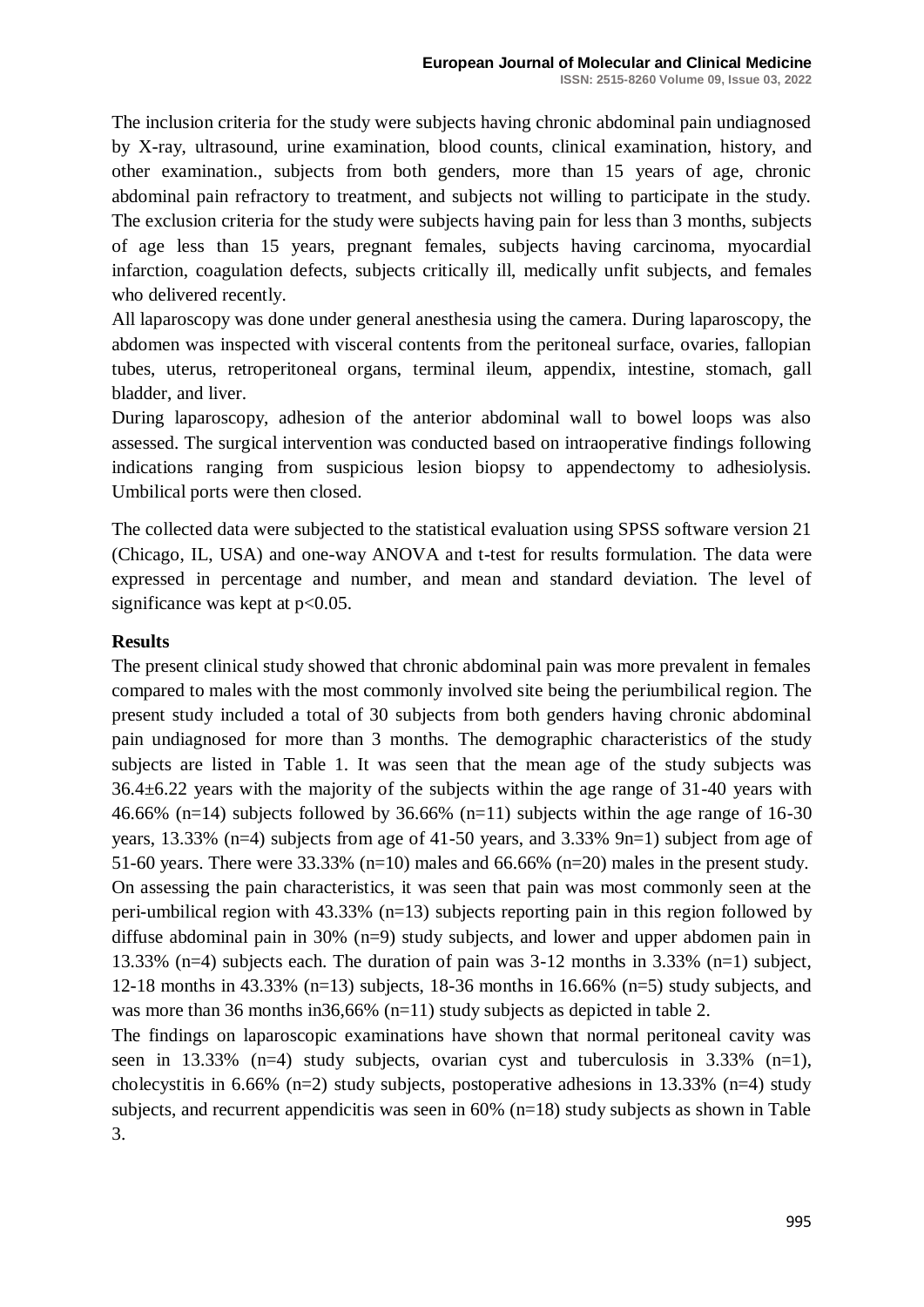The inclusion criteria for the study were subjects having chronic abdominal pain undiagnosed by X-ray, ultrasound, urine examination, blood counts, clinical examination, history, and other examination., subjects from both genders, more than 15 years of age, chronic abdominal pain refractory to treatment, and subjects not willing to participate in the study. The exclusion criteria for the study were subjects having pain for less than 3 months, subjects of age less than 15 years, pregnant females, subjects having carcinoma, myocardial infarction, coagulation defects, subjects critically ill, medically unfit subjects, and females who delivered recently.

All laparoscopy was done under general anesthesia using the camera. During laparoscopy, the abdomen was inspected with visceral contents from the peritoneal surface, ovaries, fallopian tubes, uterus, retroperitoneal organs, terminal ileum, appendix, intestine, stomach, gall bladder, and liver.

During laparoscopy, adhesion of the anterior abdominal wall to bowel loops was also assessed. The surgical intervention was conducted based on intraoperative findings following indications ranging from suspicious lesion biopsy to appendectomy to adhesiolysis. Umbilical ports were then closed.

The collected data were subjected to the statistical evaluation using SPSS software version 21 (Chicago, IL, USA) and one-way ANOVA and t-test for results formulation. The data were expressed in percentage and number, and mean and standard deviation. The level of significance was kept at $p<0.05$.

## Results

The present clinical study showed that chronic abdominal pain was more prevalent in females compared to males with the most commonly involved site being the periumbilical region. The present study included a total of 30 subjects from both genders having chronic abdominal pain undiagnosed for more than 3 months. The demographic characteristics of the study subjects are listed in Table 1. It was seen that the mean age of the study subjects was 36.4±6.22 years with the majority of the subjects within the age range of 31-40 years with 46.66% (n=14) subjects followed by 36.66% (n=11) subjects within the age range of 16-30 years, 13.33% (n=4) subjects from age of 41-50 years, and 3.33% 9n=1) subject from age of 51-60 years. There were 33.33% (n=10) males and 66.66% (n=20) males in the present study.

On assessing the pain characteristics, it was seen that pain was most commonly seen at the peri-umbilical region with 43.33% (n=13) subjects reporting pain in this region followed by diffuse abdominal pain in 30% (n=9) study subjects, and lower and upper abdomen pain in 13.33% (n=4) subjects each. The duration of pain was 3-12 months in 3.33% (n=1) subject, 12-18 months in 43.33% (n=13) subjects, 18-36 months in 16.66% (n=5) study subjects, and was more than 36 months in36,66% (n=11) study subjects as depicted in table 2.

The findings on laparoscopic examinations have shown that normal peritoneal cavity was seen in 13.33% (n=4) study subjects, ovarian cyst and tuberculosis in 3.33% (n=1), cholecystitis in 6.66% (n=2) study subjects, postoperative adhesions in 13.33% (n=4) study subjects, and recurrent appendicitis was seen in 60% (n=18) study subjects as shown in Table 3.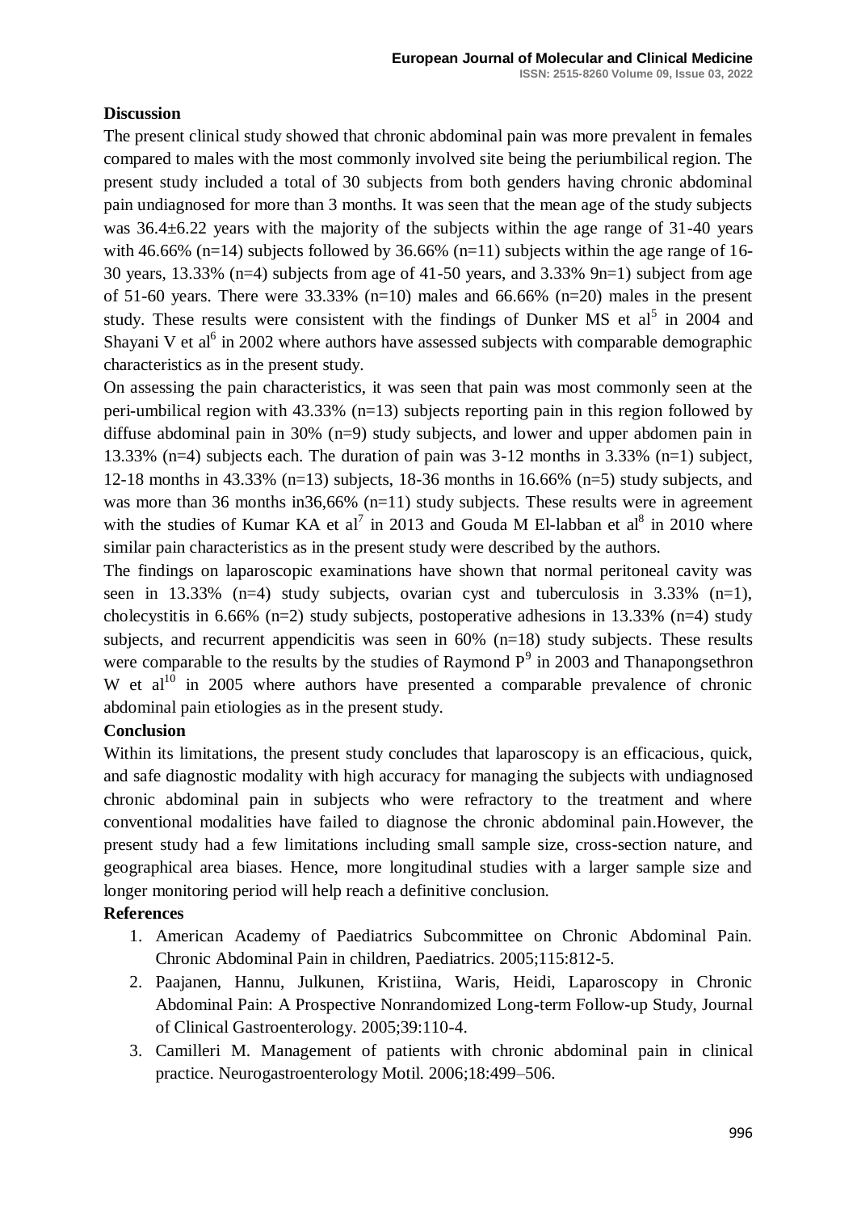**Discussion**

The present clinical study showed that chronic abdominal pain was more prevalent in females compared to males with the most commonly involved site being the periumbilical region. The present study included a total of 30 subjects from both genders having chronic abdominal pain undiagnosed for more than 3 months. It was seen that the mean age of the study subjects was 36.4±6.22 years with the majority of the subjects within the age range of 31-40 years with 46.66% (n=14) subjects followed by 36.66% (n=11) subjects within the age range of 16-30 years, 13.33% (n=4) subjects from age of 41-50 years, and 3.33% 9n=1) subject from age of 51-60 years. There were 33.33% (n=10) males and 66.66% (n=20) males in the present study. These results were consistent with the findings of Dunker MS et al[5] in 2004 and Shayani V et al[6] in 2002 where authors have assessed subjects with comparable demographic characteristics as in the present study.

On assessing the pain characteristics, it was seen that pain was most commonly seen at the peri-umbilical region with 43.33% (n=13) subjects reporting pain in this region followed by diffuse abdominal pain in 30% (n=9) study subjects, and lower and upper abdomen pain in 13.33% (n=4) subjects each. The duration of pain was 3-12 months in 3.33% (n=1) subject, 12-18 months in 43.33% (n=13) subjects, 18-36 months in 16.66% (n=5) study subjects, and was more than 36 months in36,66% (n=11) study subjects. These results were in agreement with the studies of Kumar KA et al[7] in 2013 and Gouda M El-labban et al[8] in 2010 where similar pain characteristics as in the present study were described by the authors.

The findings on laparoscopic examinations have shown that normal peritoneal cavity was seen in 13.33% (n=4) study subjects, ovarian cyst and tuberculosis in 3.33% (n=1), cholecystitis in 6.66% (n=2) study subjects, postoperative adhesions in 13.33% (n=4) study subjects, and recurrent appendicitis was seen in 60% (n=18) study subjects. These results were comparable to the results by the studies of Raymond P[9] in 2003 and Thanapongsethron W et al[10] in 2005 where authors have presented a comparable prevalence of chronic abdominal pain etiologies as in the present study.

**Conclusion**

Within its limitations, the present study concludes that laparoscopy is an efficacious, quick, and safe diagnostic modality with high accuracy for managing the subjects with undiagnosed chronic abdominal pain in subjects who were refractory to the treatment and where conventional modalities have failed to diagnose the chronic abdominal pain.However, the present study had a few limitations including small sample size, cross-section nature, and geographical area biases. Hence, more longitudinal studies with a larger sample size and longer monitoring period will help reach a definitive conclusion.

**References**

1. American Academy of Paediatrics Subcommittee on Chronic Abdominal Pain. Chronic Abdominal Pain in children, Paediatrics. 2005;115:812-5.
2. Paajanen, Hannu, Julkunen, Kristiina, Waris, Heidi, Laparoscopy in Chronic Abdominal Pain: A Prospective Nonrandomized Long-term Follow-up Study, Journal of Clinical Gastroenterology. 2005;39:110-4.
3. Camilleri M. Management of patients with chronic abdominal pain in clinical practice. Neurogastroenterology Motil. 2006;18:499–506.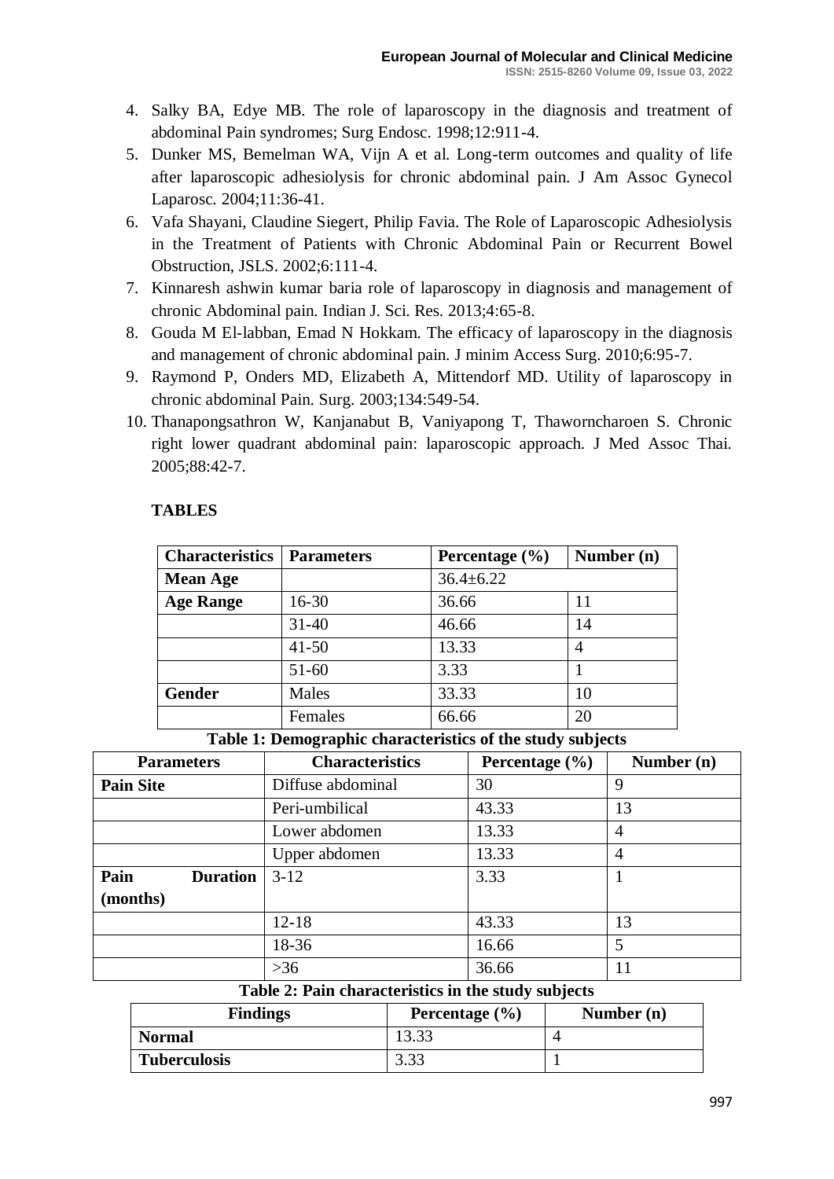4. Salky BA, Edye MB. The role of laparoscopy in the diagnosis and treatment of abdominal Pain syndromes; Surg Endosc. 1998;12:911-4.
5. Dunker MS, Bemelman WA, Vijn A et al. Long-term outcomes and quality of life after laparoscopic adhesiolysis for chronic abdominal pain. J Am Assoc Gynecol Laparosc. 2004;11:36-41.
6. Vafa Shayani, Claudine Siegert, Philip Favia. The Role of Laparoscopic Adhesiolysis in the Treatment of Patients with Chronic Abdominal Pain or Recurrent Bowel Obstruction, JSLS. 2002;6:111-4.
7. Kinnaresh ashwin kumar baria role of laparoscopy in diagnosis and management of chronic Abdominal pain. Indian J. Sci. Res. 2013;4:65-8.
8. Gouda M El-labban, Emad N Hokkam. The efficacy of laparoscopy in the diagnosis and management of chronic abdominal pain. J minim Access Surg. 2010;6:95-7.
9. Raymond P, Onders MD, Elizabeth A, Mittendorf MD. Utility of laparoscopy in chronic abdominal Pain. Surg. 2003;134:549-54.
10. Thanapongsathron W, Kanjanabut B, Vaniyapong T, Thaworncharoen S. Chronic right lower quadrant abdominal pain: laparoscopic approach. J Med Assoc Thai. 2005;88:42-7.

## TABLES

| Characteristics | Parameters | Percentage (%) | Number (n) |
|---|---|---|---|
| **Mean Age** | | 36.4±6.22 | |
| **Age Range** | 16-30 | 36.66 | 11 |
| | 31-40 | 46.66 | 14 |
| | 41-50 | 13.33 | 4 |
| | 51-60 | 3.33 | 1 |
| **Gender** | Males | 33.33 | 10 |
| | Females | 66.66 | 20 |

**Table 1: Demographic characteristics of the study subjects**

| Parameters | Characteristics | Percentage (%) | Number (n) |
|---|---|---|---|
| **Pain Site** | Diffuse abdominal | 30 | 9 |
| | Peri-umbilical | 43.33 | 13 |
| | Lower abdomen | 13.33 | 4 |
| | Upper abdomen | 13.33 | 4 |
| **Pain Duration (months)** | 3-12 | 3.33 | 1 |
| | 12-18 | 43.33 | 13 |
| | 18-36 | 16.66 | 5 |
| | >36 | 36.66 | 11 |

**Table 2: Pain characteristics in the study subjects**

| Findings | Percentage (%) | Number (n) |
|---|---|---|
| **Normal** | 13.33 | 4 |
| **Tuberculosis** | 3.33 | 1 |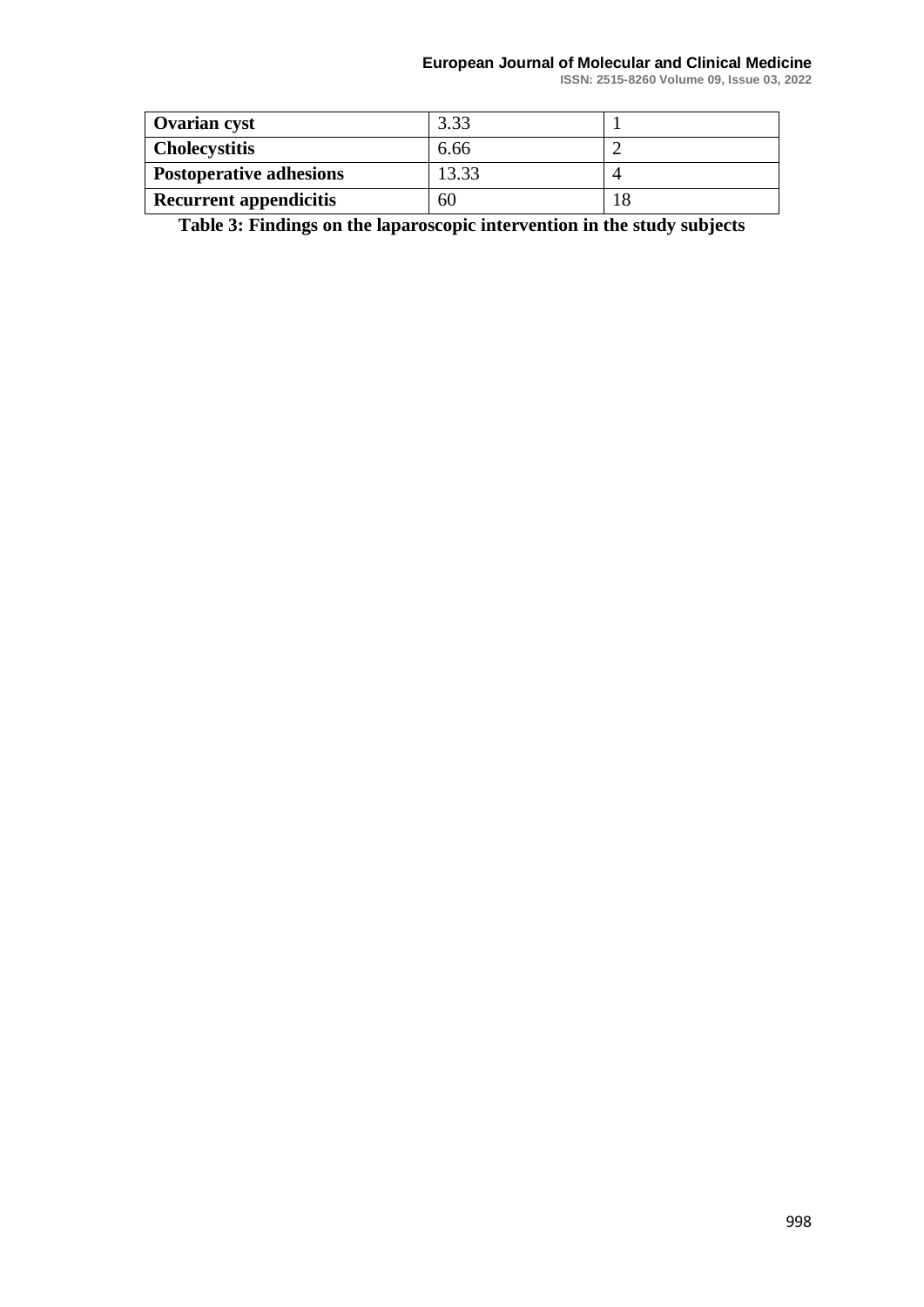| | | |
|---|---|---|
| **Ovarian cyst** | 3.33 | 1 |
| **Cholecystitis** | 6.66 | 2 |
| **Postoperative adhesions** | 13.33 | 4 |
| **Recurrent appendicitis** | 60 | 18 |

**Table 3: Findings on the laparoscopic intervention in the study subjects**